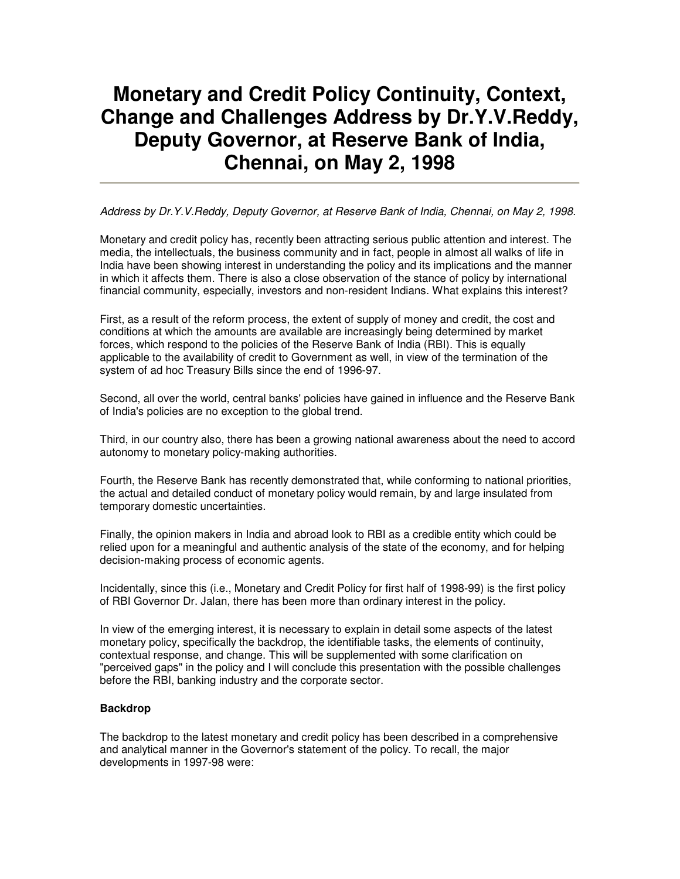# Monetary and Credit Policy Continuity, Context, Change and Challenges Address by Dr.Y.V.Reddy, Deputy Governor, at Reserve Bank of India, Chennai, on May 2, 1998

---

*Address by Dr.Y.V.Reddy, Deputy Governor, at Reserve Bank of India, Chennai, on May 2, 1998.*

Monetary and credit policy has, recently been attracting serious public attention and interest. The media, the intellectuals, the business community and in fact, people in almost all walks of life in India have been showing interest in understanding the policy and its implications and the manner in which it affects them. There is also a close observation of the stance of policy by international financial community, especially, investors and non-resident Indians. What explains this interest?

First, as a result of the reform process, the extent of supply of money and credit, the cost and conditions at which the amounts are available are increasingly being determined by market forces, which respond to the policies of the Reserve Bank of India (RBI). This is equally applicable to the availability of credit to Government as well, in view of the termination of the system of ad hoc Treasury Bills since the end of 1996-97.

Second, all over the world, central banks' policies have gained in influence and the Reserve Bank of India's policies are no exception to the global trend.

Third, in our country also, there has been a growing national awareness about the need to accord autonomy to monetary policy-making authorities.

Fourth, the Reserve Bank has recently demonstrated that, while conforming to national priorities, the actual and detailed conduct of monetary policy would remain, by and large insulated from temporary domestic uncertainties.

Finally, the opinion makers in India and abroad look to RBI as a credible entity which could be relied upon for a meaningful and authentic analysis of the state of the economy, and for helping decision-making process of economic agents.

Incidentally, since this (i.e., Monetary and Credit Policy for first half of 1998-99) is the first policy of RBI Governor Dr. Jalan, there has been more than ordinary interest in the policy.

In view of the emerging interest, it is necessary to explain in detail some aspects of the latest monetary policy, specifically the backdrop, the identifiable tasks, the elements of continuity, contextual response, and change. This will be supplemented with some clarification on "perceived gaps" in the policy and I will conclude this presentation with the possible challenges before the RBI, banking industry and the corporate sector.

**Backdrop**

The backdrop to the latest monetary and credit policy has been described in a comprehensive and analytical manner in the Governor's statement of the policy. To recall, the major developments in 1997-98 were: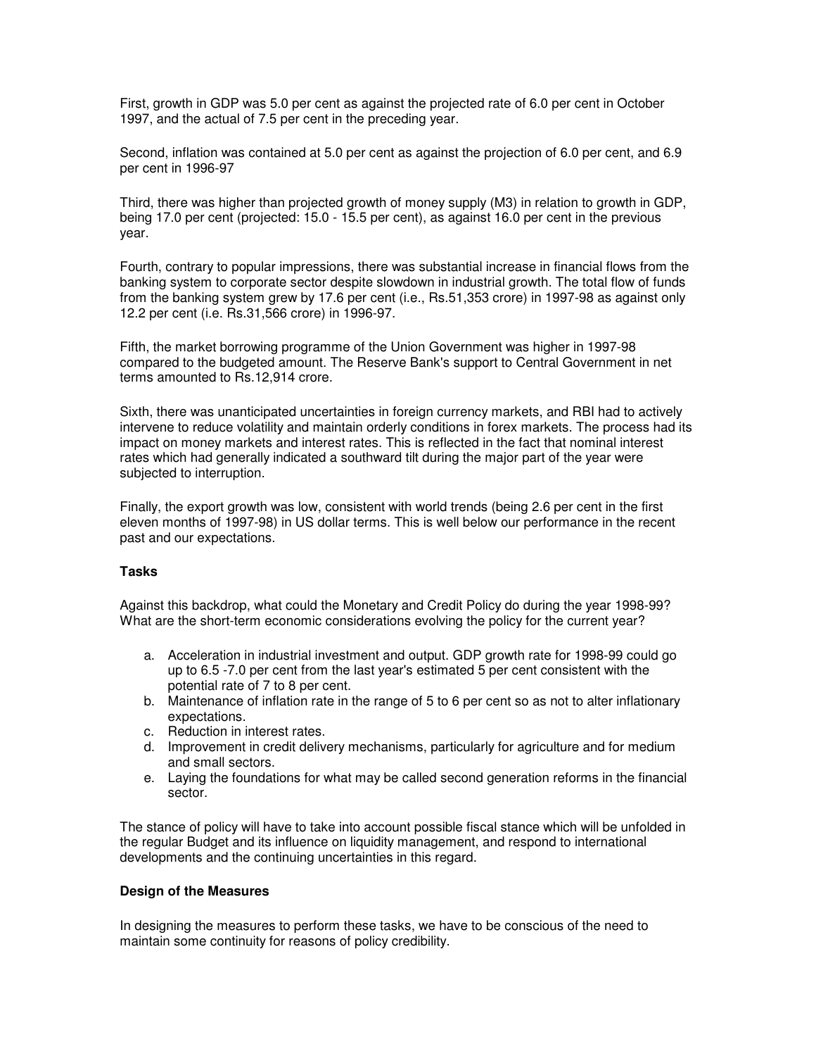First, growth in GDP was 5.0 per cent as against the projected rate of 6.0 per cent in October 1997, and the actual of 7.5 per cent in the preceding year.

Second, inflation was contained at 5.0 per cent as against the projection of 6.0 per cent, and 6.9 per cent in 1996-97

Third, there was higher than projected growth of money supply (M3) in relation to growth in GDP, being 17.0 per cent (projected: 15.0 - 15.5 per cent), as against 16.0 per cent in the previous year.

Fourth, contrary to popular impressions, there was substantial increase in financial flows from the banking system to corporate sector despite slowdown in industrial growth. The total flow of funds from the banking system grew by 17.6 per cent (i.e., Rs.51,353 crore) in 1997-98 as against only 12.2 per cent (i.e. Rs.31,566 crore) in 1996-97.

Fifth, the market borrowing programme of the Union Government was higher in 1997-98 compared to the budgeted amount. The Reserve Bank's support to Central Government in net terms amounted to Rs.12,914 crore.

Sixth, there was unanticipated uncertainties in foreign currency markets, and RBI had to actively intervene to reduce volatility and maintain orderly conditions in forex markets. The process had its impact on money markets and interest rates. This is reflected in the fact that nominal interest rates which had generally indicated a southward tilt during the major part of the year were subjected to interruption.

Finally, the export growth was low, consistent with world trends (being 2.6 per cent in the first eleven months of 1997-98) in US dollar terms. This is well below our performance in the recent past and our expectations.

### Tasks

Against this backdrop, what could the Monetary and Credit Policy do during the year 1998-99? What are the short-term economic considerations evolving the policy for the current year?

a. Acceleration in industrial investment and output. GDP growth rate for 1998-99 could go up to 6.5 -7.0 per cent from the last year's estimated 5 per cent consistent with the potential rate of 7 to 8 per cent.
b. Maintenance of inflation rate in the range of 5 to 6 per cent so as not to alter inflationary expectations.
c. Reduction in interest rates.
d. Improvement in credit delivery mechanisms, particularly for agriculture and for medium and small sectors.
e. Laying the foundations for what may be called second generation reforms in the financial sector.

The stance of policy will have to take into account possible fiscal stance which will be unfolded in the regular Budget and its influence on liquidity management, and respond to international developments and the continuing uncertainties in this regard.

### Design of the Measures

In designing the measures to perform these tasks, we have to be conscious of the need to maintain some continuity for reasons of policy credibility.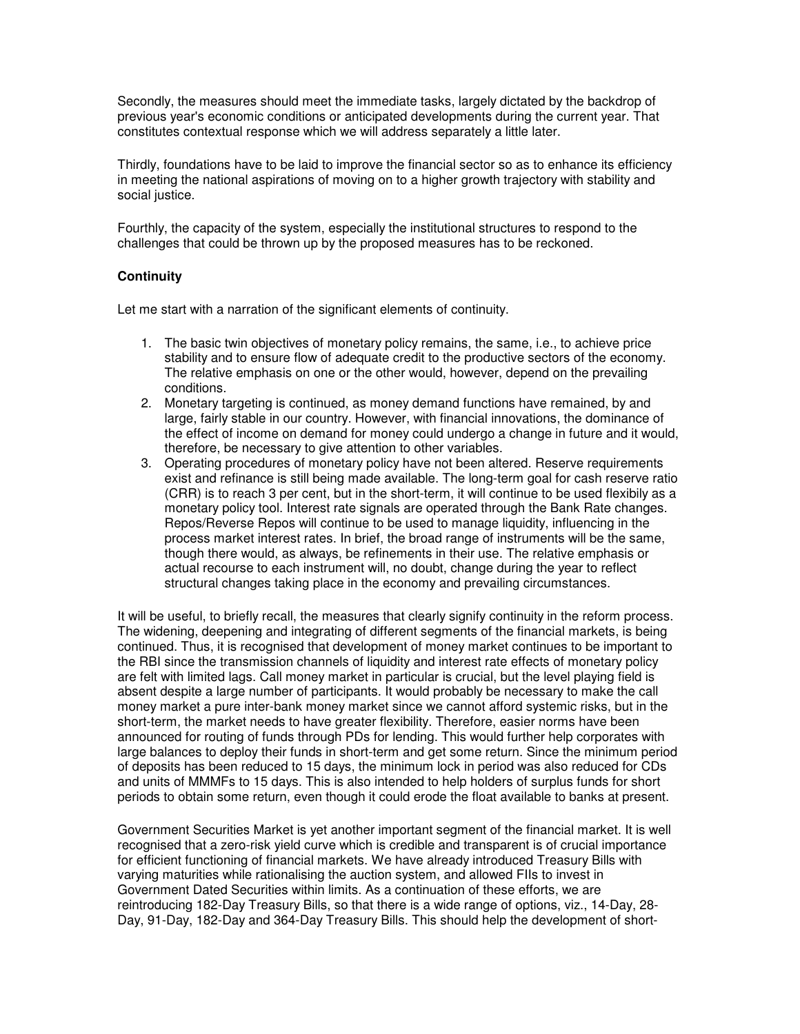Secondly, the measures should meet the immediate tasks, largely dictated by the backdrop of previous year's economic conditions or anticipated developments during the current year. That constitutes contextual response which we will address separately a little later.

Thirdly, foundations have to be laid to improve the financial sector so as to enhance its efficiency in meeting the national aspirations of moving on to a higher growth trajectory with stability and social justice.

Fourthly, the capacity of the system, especially the institutional structures to respond to the challenges that could be thrown up by the proposed measures has to be reckoned.

### Continuity

Let me start with a narration of the significant elements of continuity.

1. The basic twin objectives of monetary policy remains, the same, i.e., to achieve price stability and to ensure flow of adequate credit to the productive sectors of the economy. The relative emphasis on one or the other would, however, depend on the prevailing conditions.
2. Monetary targeting is continued, as money demand functions have remained, by and large, fairly stable in our country. However, with financial innovations, the dominance of the effect of income on demand for money could undergo a change in future and it would, therefore, be necessary to give attention to other variables.
3. Operating procedures of monetary policy have not been altered. Reserve requirements exist and refinance is still being made available. The long-term goal for cash reserve ratio (CRR) is to reach 3 per cent, but in the short-term, it will continue to be used flexibily as a monetary policy tool. Interest rate signals are operated through the Bank Rate changes. Repos/Reverse Repos will continue to be used to manage liquidity, influencing in the process market interest rates. In brief, the broad range of instruments will be the same, though there would, as always, be refinements in their use. The relative emphasis or actual recourse to each instrument will, no doubt, change during the year to reflect structural changes taking place in the economy and prevailing circumstances.

It will be useful, to briefly recall, the measures that clearly signify continuity in the reform process. The widening, deepening and integrating of different segments of the financial markets, is being continued. Thus, it is recognised that development of money market continues to be important to the RBI since the transmission channels of liquidity and interest rate effects of monetary policy are felt with limited lags. Call money market in particular is crucial, but the level playing field is absent despite a large number of participants. It would probably be necessary to make the call money market a pure inter-bank money market since we cannot afford systemic risks, but in the short-term, the market needs to have greater flexibility. Therefore, easier norms have been announced for routing of funds through PDs for lending. This would further help corporates with large balances to deploy their funds in short-term and get some return. Since the minimum period of deposits has been reduced to 15 days, the minimum lock in period was also reduced for CDs and units of MMMFs to 15 days. This is also intended to help holders of surplus funds for short periods to obtain some return, even though it could erode the float available to banks at present.

Government Securities Market is yet another important segment of the financial market. It is well recognised that a zero-risk yield curve which is credible and transparent is of crucial importance for efficient functioning of financial markets. We have already introduced Treasury Bills with varying maturities while rationalising the auction system, and allowed FIIs to invest in Government Dated Securities within limits. As a continuation of these efforts, we are reintroducing 182-Day Treasury Bills, so that there is a wide range of options, viz., 14-Day, 28-Day, 91-Day, 182-Day and 364-Day Treasury Bills. This should help the development of short-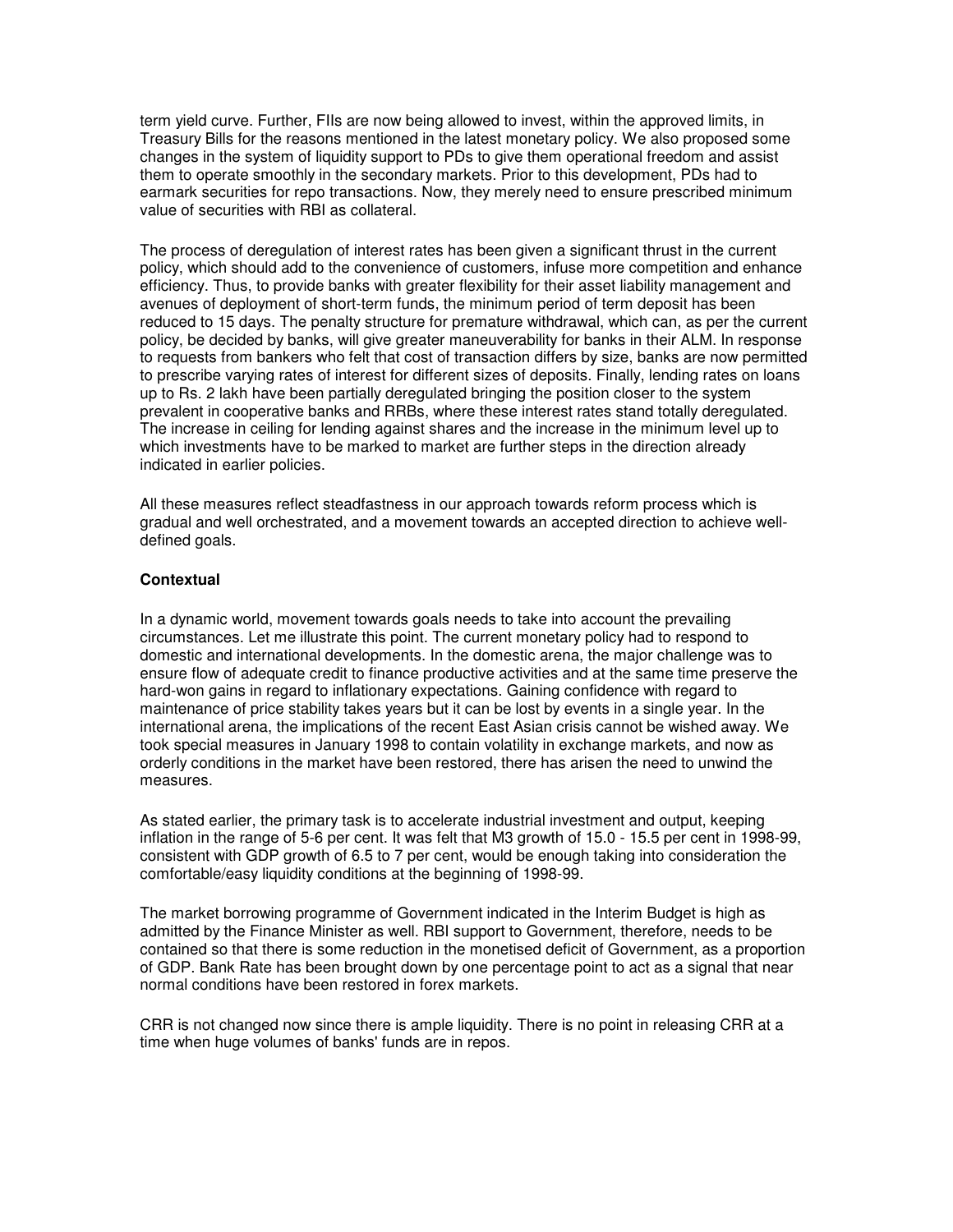term yield curve. Further, FIIs are now being allowed to invest, within the approved limits, in Treasury Bills for the reasons mentioned in the latest monetary policy. We also proposed some changes in the system of liquidity support to PDs to give them operational freedom and assist them to operate smoothly in the secondary markets. Prior to this development, PDs had to earmark securities for repo transactions. Now, they merely need to ensure prescribed minimum value of securities with RBI as collateral.

The process of deregulation of interest rates has been given a significant thrust in the current policy, which should add to the convenience of customers, infuse more competition and enhance efficiency. Thus, to provide banks with greater flexibility for their asset liability management and avenues of deployment of short-term funds, the minimum period of term deposit has been reduced to 15 days. The penalty structure for premature withdrawal, which can, as per the current policy, be decided by banks, will give greater maneuverability for banks in their ALM. In response to requests from bankers who felt that cost of transaction differs by size, banks are now permitted to prescribe varying rates of interest for different sizes of deposits. Finally, lending rates on loans up to Rs. 2 lakh have been partially deregulated bringing the position closer to the system prevalent in cooperative banks and RRBs, where these interest rates stand totally deregulated. The increase in ceiling for lending against shares and the increase in the minimum level up to which investments have to be marked to market are further steps in the direction already indicated in earlier policies.

All these measures reflect steadfastness in our approach towards reform process which is gradual and well orchestrated, and a movement towards an accepted direction to achieve well-defined goals.

**Contextual**

In a dynamic world, movement towards goals needs to take into account the prevailing circumstances. Let me illustrate this point. The current monetary policy had to respond to domestic and international developments. In the domestic arena, the major challenge was to ensure flow of adequate credit to finance productive activities and at the same time preserve the hard-won gains in regard to inflationary expectations. Gaining confidence with regard to maintenance of price stability takes years but it can be lost by events in a single year. In the international arena, the implications of the recent East Asian crisis cannot be wished away. We took special measures in January 1998 to contain volatility in exchange markets, and now as orderly conditions in the market have been restored, there has arisen the need to unwind the measures.

As stated earlier, the primary task is to accelerate industrial investment and output, keeping inflation in the range of 5-6 per cent. It was felt that M3 growth of 15.0 - 15.5 per cent in 1998-99, consistent with GDP growth of 6.5 to 7 per cent, would be enough taking into consideration the comfortable/easy liquidity conditions at the beginning of 1998-99.

The market borrowing programme of Government indicated in the Interim Budget is high as admitted by the Finance Minister as well. RBI support to Government, therefore, needs to be contained so that there is some reduction in the monetised deficit of Government, as a proportion of GDP. Bank Rate has been brought down by one percentage point to act as a signal that near normal conditions have been restored in forex markets.

CRR is not changed now since there is ample liquidity. There is no point in releasing CRR at a time when huge volumes of banks' funds are in repos.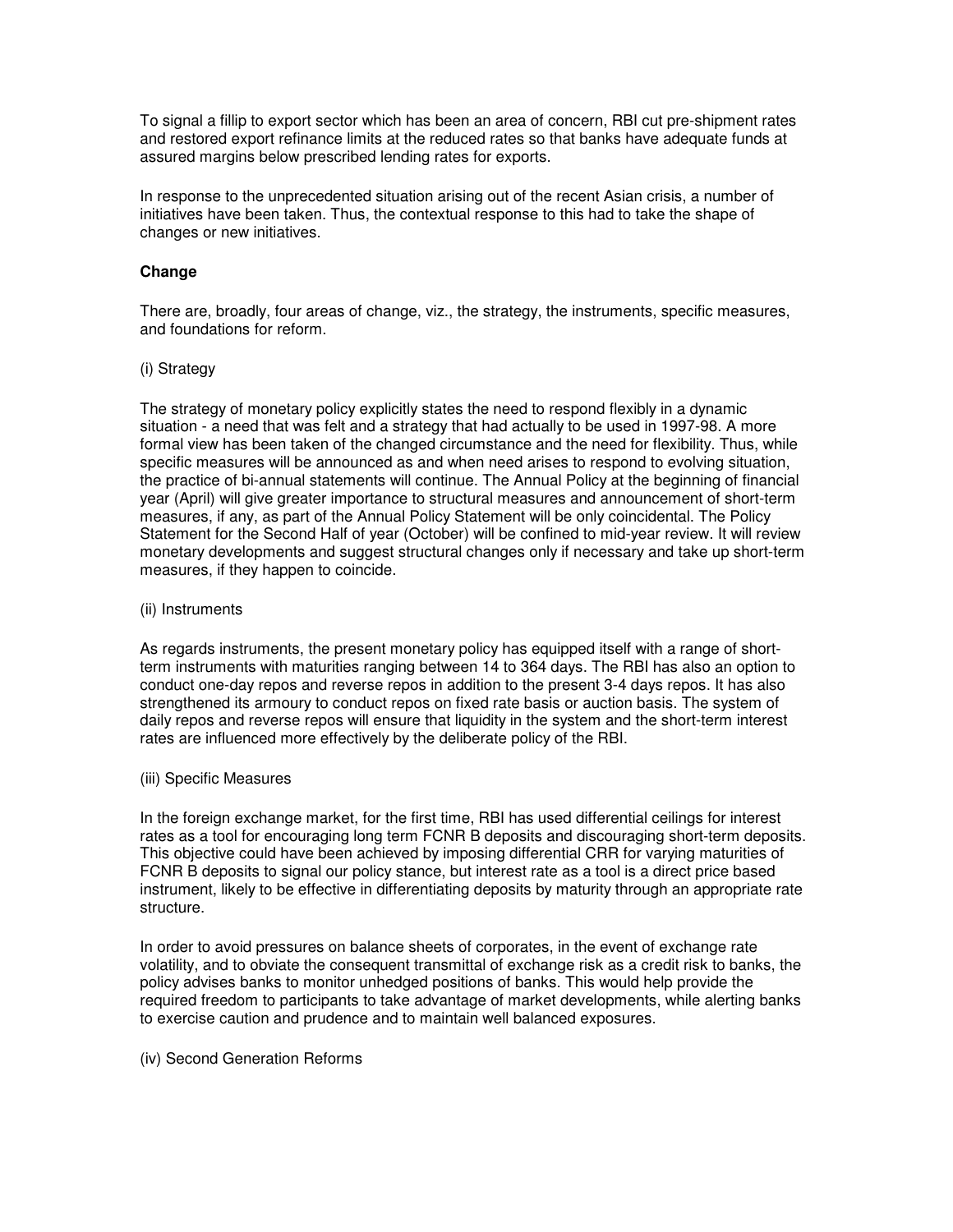To signal a fillip to export sector which has been an area of concern, RBI cut pre-shipment rates and restored export refinance limits at the reduced rates so that banks have adequate funds at assured margins below prescribed lending rates for exports.

In response to the unprecedented situation arising out of the recent Asian crisis, a number of initiatives have been taken. Thus, the contextual response to this had to take the shape of changes or new initiatives.

**Change**

There are, broadly, four areas of change, viz., the strategy, the instruments, specific measures, and foundations for reform.

(i) Strategy

The strategy of monetary policy explicitly states the need to respond flexibly in a dynamic situation - a need that was felt and a strategy that had actually to be used in 1997-98. A more formal view has been taken of the changed circumstance and the need for flexibility. Thus, while specific measures will be announced as and when need arises to respond to evolving situation, the practice of bi-annual statements will continue. The Annual Policy at the beginning of financial year (April) will give greater importance to structural measures and announcement of short-term measures, if any, as part of the Annual Policy Statement will be only coincidental. The Policy Statement for the Second Half of year (October) will be confined to mid-year review. It will review monetary developments and suggest structural changes only if necessary and take up short-term measures, if they happen to coincide.

(ii) Instruments

As regards instruments, the present monetary policy has equipped itself with a range of short-term instruments with maturities ranging between 14 to 364 days. The RBI has also an option to conduct one-day repos and reverse repos in addition to the present 3-4 days repos. It has also strengthened its armoury to conduct repos on fixed rate basis or auction basis. The system of daily repos and reverse repos will ensure that liquidity in the system and the short-term interest rates are influenced more effectively by the deliberate policy of the RBI.

(iii) Specific Measures

In the foreign exchange market, for the first time, RBI has used differential ceilings for interest rates as a tool for encouraging long term FCNR B deposits and discouraging short-term deposits. This objective could have been achieved by imposing differential CRR for varying maturities of FCNR B deposits to signal our policy stance, but interest rate as a tool is a direct price based instrument, likely to be effective in differentiating deposits by maturity through an appropriate rate structure.

In order to avoid pressures on balance sheets of corporates, in the event of exchange rate volatility, and to obviate the consequent transmittal of exchange risk as a credit risk to banks, the policy advises banks to monitor unhedged positions of banks. This would help provide the required freedom to participants to take advantage of market developments, while alerting banks to exercise caution and prudence and to maintain well balanced exposures.

(iv) Second Generation Reforms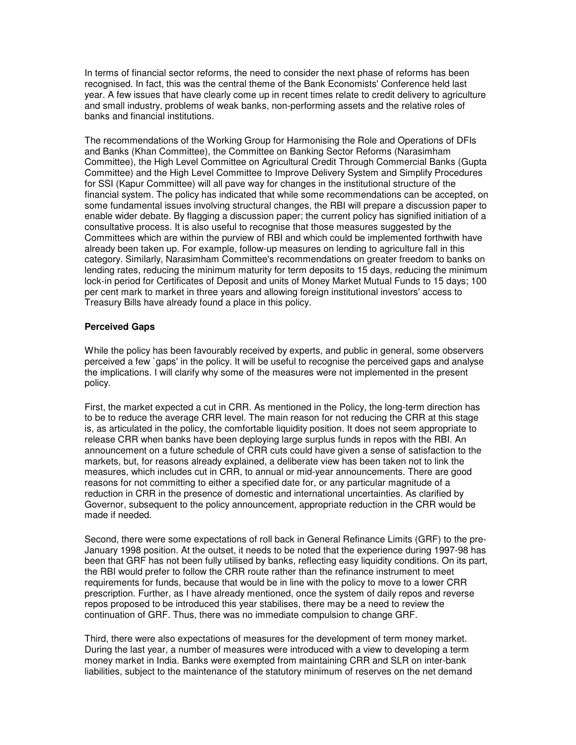In terms of financial sector reforms, the need to consider the next phase of reforms has been recognised. In fact, this was the central theme of the Bank Economists' Conference held last year. A few issues that have clearly come up in recent times relate to credit delivery to agriculture and small industry, problems of weak banks, non-performing assets and the relative roles of banks and financial institutions.

The recommendations of the Working Group for Harmonising the Role and Operations of DFIs and Banks (Khan Committee), the Committee on Banking Sector Reforms (Narasimham Committee), the High Level Committee on Agricultural Credit Through Commercial Banks (Gupta Committee) and the High Level Committee to Improve Delivery System and Simplify Procedures for SSI (Kapur Committee) will all pave way for changes in the institutional structure of the financial system. The policy has indicated that while some recommendations can be accepted, on some fundamental issues involving structural changes, the RBI will prepare a discussion paper to enable wider debate. By flagging a discussion paper; the current policy has signified initiation of a consultative process. It is also useful to recognise that those measures suggested by the Committees which are within the purview of RBI and which could be implemented forthwith have already been taken up. For example, follow-up measures on lending to agriculture fall in this category. Similarly, Narasimham Committee's recommendations on greater freedom to banks on lending rates, reducing the minimum maturity for term deposits to 15 days, reducing the minimum lock-in period for Certificates of Deposit and units of Money Market Mutual Funds to 15 days; 100 per cent mark to market in three years and allowing foreign institutional investors' access to Treasury Bills have already found a place in this policy.

**Perceived Gaps**

While the policy has been favourably received by experts, and public in general, some observers perceived a few `gaps' in the policy. It will be useful to recognise the perceived gaps and analyse the implications. I will clarify why some of the measures were not implemented in the present policy.

First, the market expected a cut in CRR. As mentioned in the Policy, the long-term direction has to be to reduce the average CRR level. The main reason for not reducing the CRR at this stage is, as articulated in the policy, the comfortable liquidity position. It does not seem appropriate to release CRR when banks have been deploying large surplus funds in repos with the RBI. An announcement on a future schedule of CRR cuts could have given a sense of satisfaction to the markets, but, for reasons already explained, a deliberate view has been taken not to link the measures, which includes cut in CRR, to annual or mid-year announcements. There are good reasons for not committing to either a specified date for, or any particular magnitude of a reduction in CRR in the presence of domestic and international uncertainties. As clarified by Governor, subsequent to the policy announcement, appropriate reduction in the CRR would be made if needed.

Second, there were some expectations of roll back in General Refinance Limits (GRF) to the pre-January 1998 position. At the outset, it needs to be noted that the experience during 1997-98 has been that GRF has not been fully utilised by banks, reflecting easy liquidity conditions. On its part, the RBI would prefer to follow the CRR route rather than the refinance instrument to meet requirements for funds, because that would be in line with the policy to move to a lower CRR prescription. Further, as I have already mentioned, once the system of daily repos and reverse repos proposed to be introduced this year stabilises, there may be a need to review the continuation of GRF. Thus, there was no immediate compulsion to change GRF.

Third, there were also expectations of measures for the development of term money market. During the last year, a number of measures were introduced with a view to developing a term money market in India. Banks were exempted from maintaining CRR and SLR on inter-bank liabilities, subject to the maintenance of the statutory minimum of reserves on the net demand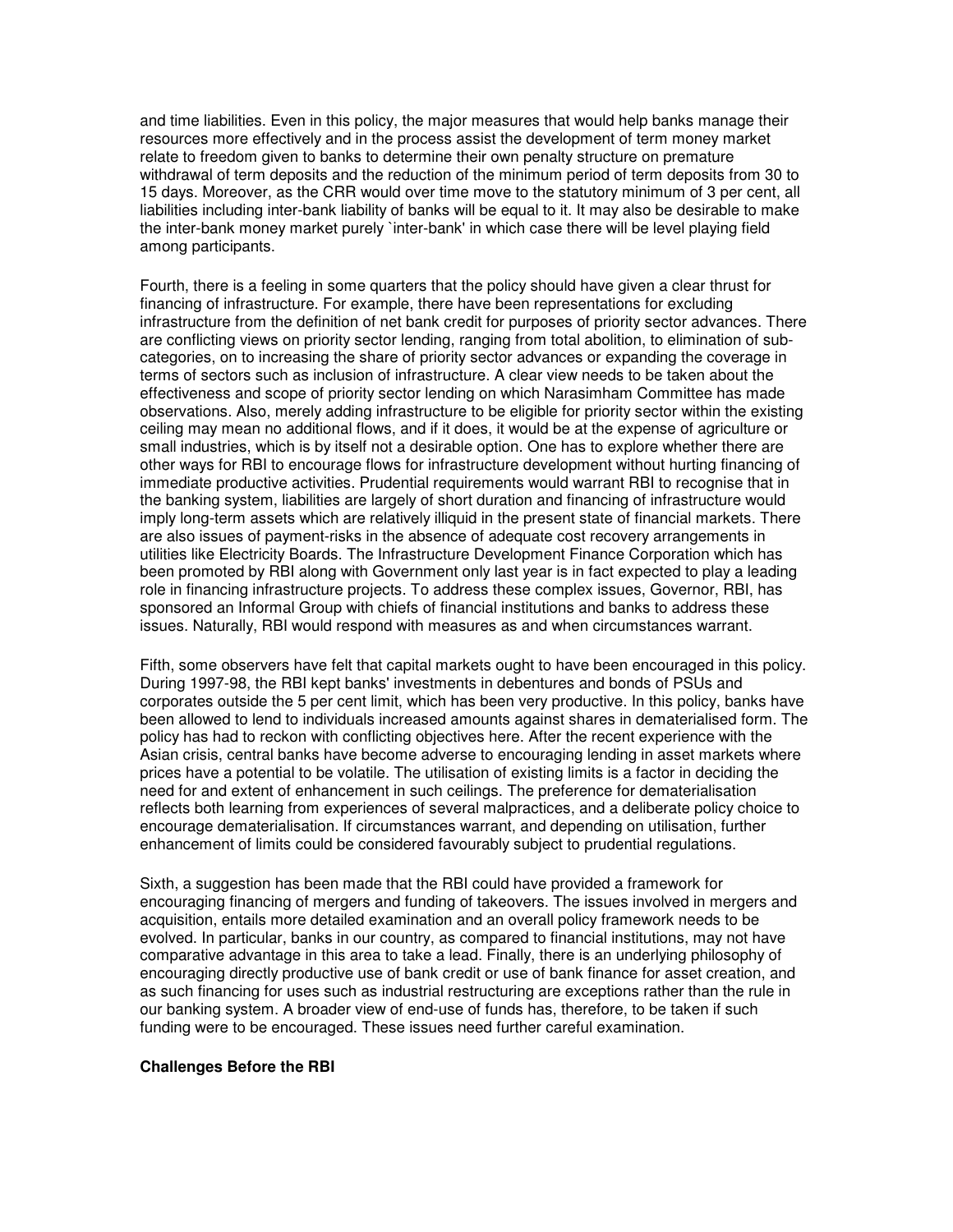and time liabilities. Even in this policy, the major measures that would help banks manage their resources more effectively and in the process assist the development of term money market relate to freedom given to banks to determine their own penalty structure on premature withdrawal of term deposits and the reduction of the minimum period of term deposits from 30 to 15 days. Moreover, as the CRR would over time move to the statutory minimum of 3 per cent, all liabilities including inter-bank liability of banks will be equal to it. It may also be desirable to make the inter-bank money market purely `inter-bank' in which case there will be level playing field among participants.

Fourth, there is a feeling in some quarters that the policy should have given a clear thrust for financing of infrastructure. For example, there have been representations for excluding infrastructure from the definition of net bank credit for purposes of priority sector advances. There are conflicting views on priority sector lending, ranging from total abolition, to elimination of sub-categories, on to increasing the share of priority sector advances or expanding the coverage in terms of sectors such as inclusion of infrastructure. A clear view needs to be taken about the effectiveness and scope of priority sector lending on which Narasimham Committee has made observations. Also, merely adding infrastructure to be eligible for priority sector within the existing ceiling may mean no additional flows, and if it does, it would be at the expense of agriculture or small industries, which is by itself not a desirable option. One has to explore whether there are other ways for RBI to encourage flows for infrastructure development without hurting financing of immediate productive activities. Prudential requirements would warrant RBI to recognise that in the banking system, liabilities are largely of short duration and financing of infrastructure would imply long-term assets which are relatively illiquid in the present state of financial markets. There are also issues of payment-risks in the absence of adequate cost recovery arrangements in utilities like Electricity Boards. The Infrastructure Development Finance Corporation which has been promoted by RBI along with Government only last year is in fact expected to play a leading role in financing infrastructure projects. To address these complex issues, Governor, RBI, has sponsored an Informal Group with chiefs of financial institutions and banks to address these issues. Naturally, RBI would respond with measures as and when circumstances warrant.

Fifth, some observers have felt that capital markets ought to have been encouraged in this policy. During 1997-98, the RBI kept banks' investments in debentures and bonds of PSUs and corporates outside the 5 per cent limit, which has been very productive. In this policy, banks have been allowed to lend to individuals increased amounts against shares in dematerialised form. The policy has had to reckon with conflicting objectives here. After the recent experience with the Asian crisis, central banks have become adverse to encouraging lending in asset markets where prices have a potential to be volatile. The utilisation of existing limits is a factor in deciding the need for and extent of enhancement in such ceilings. The preference for dematerialisation reflects both learning from experiences of several malpractices, and a deliberate policy choice to encourage dematerialisation. If circumstances warrant, and depending on utilisation, further enhancement of limits could be considered favourably subject to prudential regulations.

Sixth, a suggestion has been made that the RBI could have provided a framework for encouraging financing of mergers and funding of takeovers. The issues involved in mergers and acquisition, entails more detailed examination and an overall policy framework needs to be evolved. In particular, banks in our country, as compared to financial institutions, may not have comparative advantage in this area to take a lead. Finally, there is an underlying philosophy of encouraging directly productive use of bank credit or use of bank finance for asset creation, and as such financing for uses such as industrial restructuring are exceptions rather than the rule in our banking system. A broader view of end-use of funds has, therefore, to be taken if such funding were to be encouraged. These issues need further careful examination.

**Challenges Before the RBI**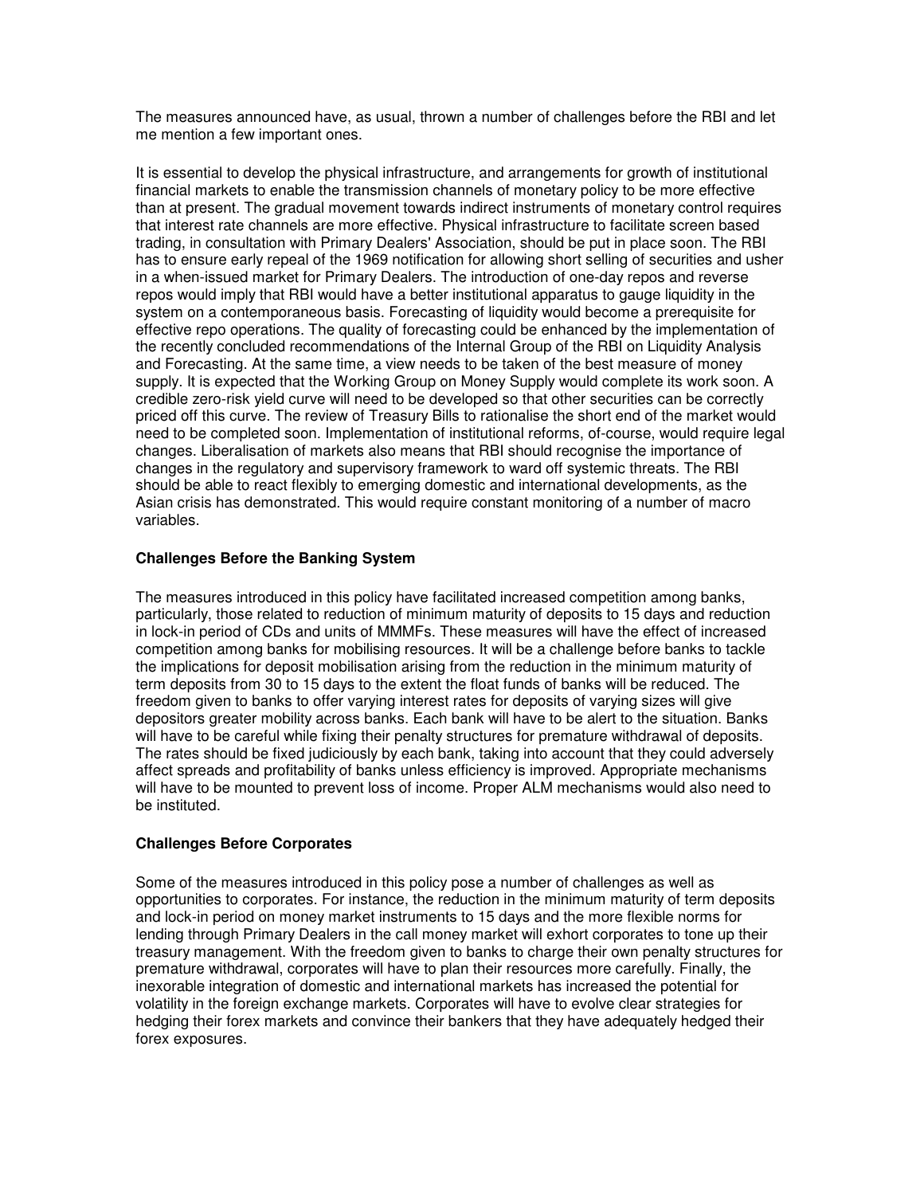The measures announced have, as usual, thrown a number of challenges before the RBI and let me mention a few important ones.

It is essential to develop the physical infrastructure, and arrangements for growth of institutional financial markets to enable the transmission channels of monetary policy to be more effective than at present. The gradual movement towards indirect instruments of monetary control requires that interest rate channels are more effective. Physical infrastructure to facilitate screen based trading, in consultation with Primary Dealers' Association, should be put in place soon. The RBI has to ensure early repeal of the 1969 notification for allowing short selling of securities and usher in a when-issued market for Primary Dealers. The introduction of one-day repos and reverse repos would imply that RBI would have a better institutional apparatus to gauge liquidity in the system on a contemporaneous basis. Forecasting of liquidity would become a prerequisite for effective repo operations. The quality of forecasting could be enhanced by the implementation of the recently concluded recommendations of the Internal Group of the RBI on Liquidity Analysis and Forecasting. At the same time, a view needs to be taken of the best measure of money supply. It is expected that the Working Group on Money Supply would complete its work soon. A credible zero-risk yield curve will need to be developed so that other securities can be correctly priced off this curve. The review of Treasury Bills to rationalise the short end of the market would need to be completed soon. Implementation of institutional reforms, of-course, would require legal changes. Liberalisation of markets also means that RBI should recognise the importance of changes in the regulatory and supervisory framework to ward off systemic threats. The RBI should be able to react flexibly to emerging domestic and international developments, as the Asian crisis has demonstrated. This would require constant monitoring of a number of macro variables.

### Challenges Before the Banking System

The measures introduced in this policy have facilitated increased competition among banks, particularly, those related to reduction of minimum maturity of deposits to 15 days and reduction in lock-in period of CDs and units of MMMFs. These measures will have the effect of increased competition among banks for mobilising resources. It will be a challenge before banks to tackle the implications for deposit mobilisation arising from the reduction in the minimum maturity of term deposits from 30 to 15 days to the extent the float funds of banks will be reduced. The freedom given to banks to offer varying interest rates for deposits of varying sizes will give depositors greater mobility across banks. Each bank will have to be alert to the situation. Banks will have to be careful while fixing their penalty structures for premature withdrawal of deposits. The rates should be fixed judiciously by each bank, taking into account that they could adversely affect spreads and profitability of banks unless efficiency is improved. Appropriate mechanisms will have to be mounted to prevent loss of income. Proper ALM mechanisms would also need to be instituted.

### Challenges Before Corporates

Some of the measures introduced in this policy pose a number of challenges as well as opportunities to corporates. For instance, the reduction in the minimum maturity of term deposits and lock-in period on money market instruments to 15 days and the more flexible norms for lending through Primary Dealers in the call money market will exhort corporates to tone up their treasury management. With the freedom given to banks to charge their own penalty structures for premature withdrawal, corporates will have to plan their resources more carefully. Finally, the inexorable integration of domestic and international markets has increased the potential for volatility in the foreign exchange markets. Corporates will have to evolve clear strategies for hedging their forex markets and convince their bankers that they have adequately hedged their forex exposures.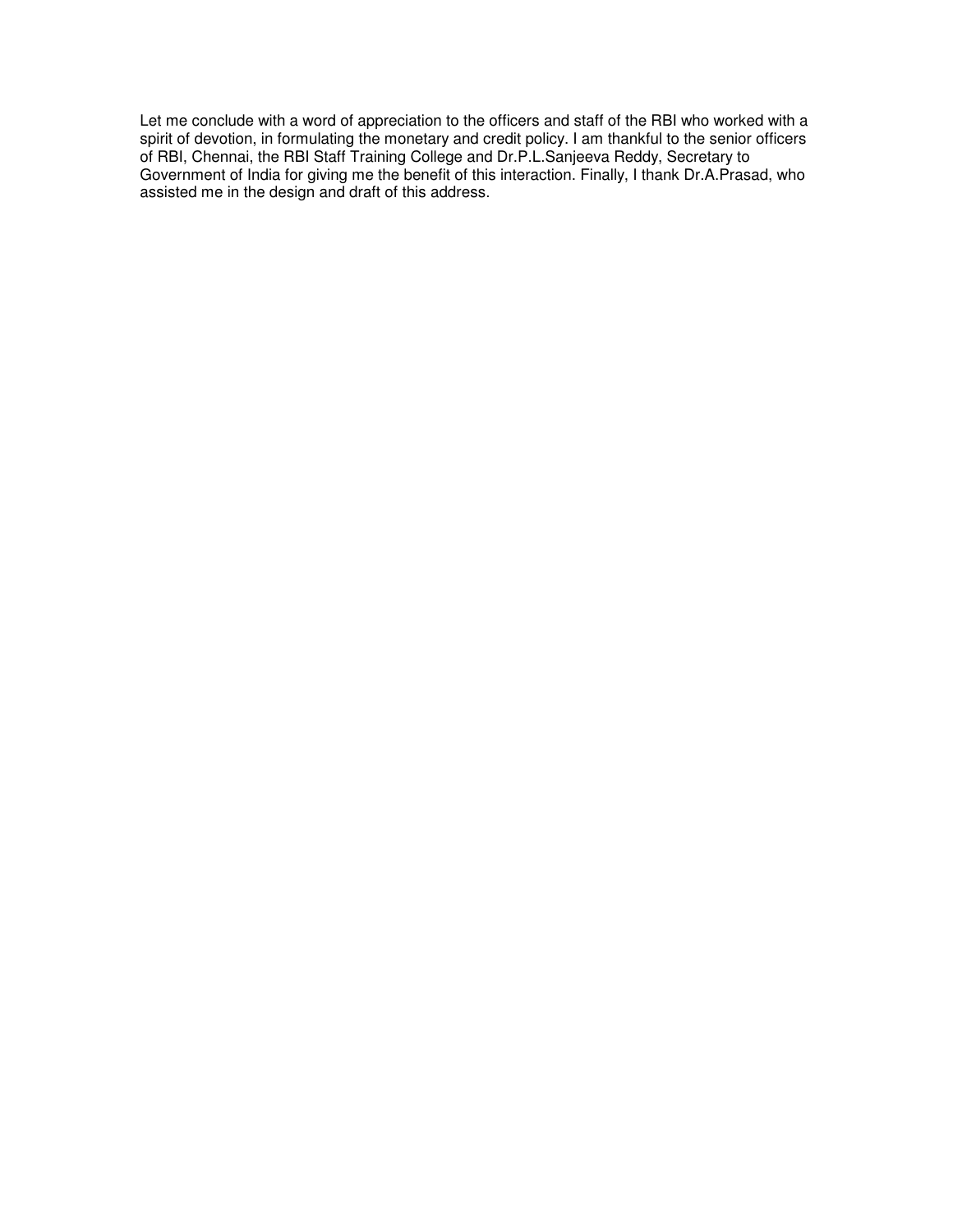Let me conclude with a word of appreciation to the officers and staff of the RBI who worked with a spirit of devotion, in formulating the monetary and credit policy. I am thankful to the senior officers of RBI, Chennai, the RBI Staff Training College and Dr.P.L.Sanjeeva Reddy, Secretary to Government of India for giving me the benefit of this interaction. Finally, I thank Dr.A.Prasad, who assisted me in the design and draft of this address.